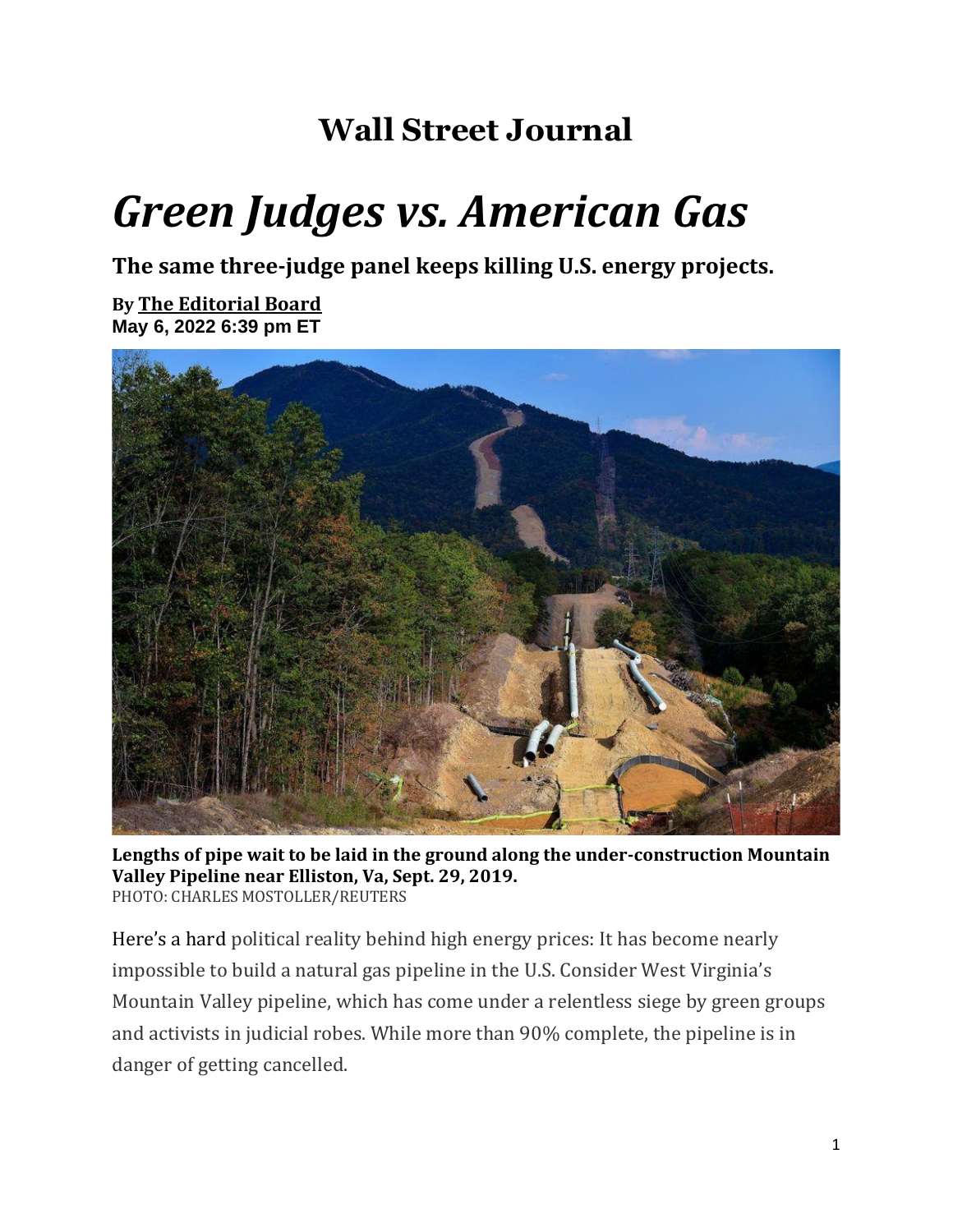# Wall Street Journal

# *Green Judges vs. American Gas*

## The same three-judge panel keeps killing U.S. energy projects.

**By The Editorial Board**
**May 6, 2022 6:39 pm ET**

**Lengths of pipe wait to be laid in the ground along the under-construction Mountain Valley Pipeline near Elliston, Va, Sept. 29, 2019.**
PHOTO: CHARLES MOSTOLLER/REUTERS

Here's a hard political reality behind high energy prices: It has become nearly impossible to build a natural gas pipeline in the U.S. Consider West Virginia's Mountain Valley pipeline, which has come under a relentless siege by green groups and activists in judicial robes. While more than 90% complete, the pipeline is in danger of getting cancelled.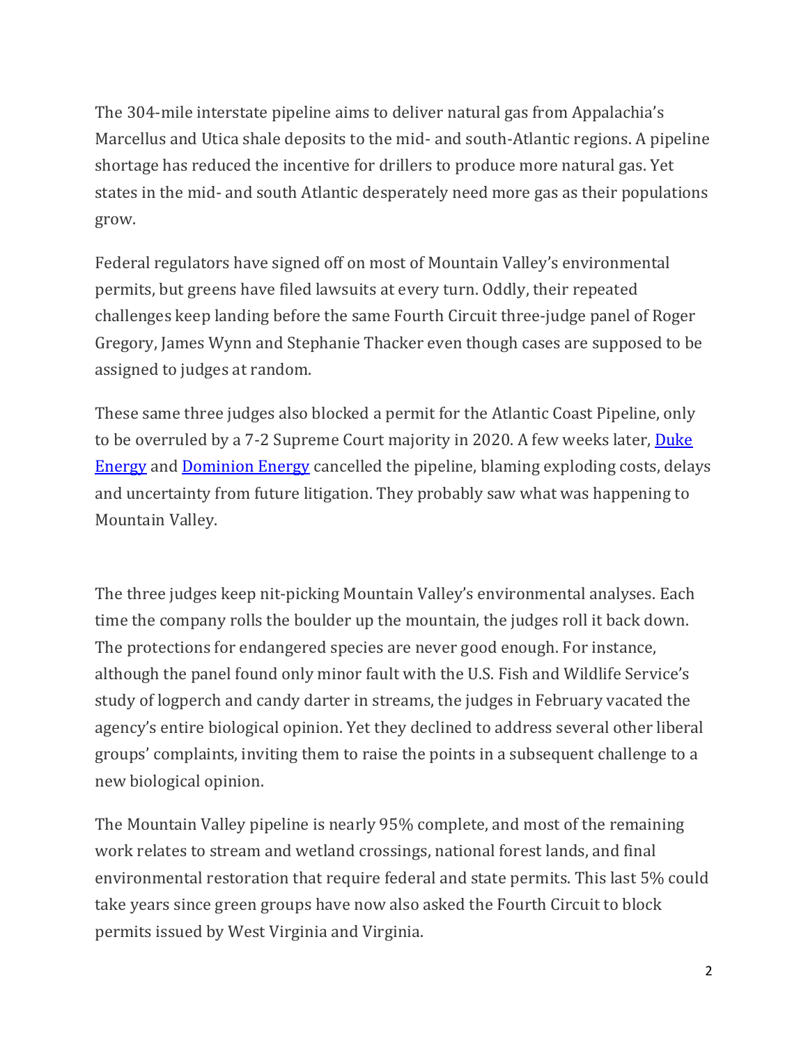The 304-mile interstate pipeline aims to deliver natural gas from Appalachia's Marcellus and Utica shale deposits to the mid- and south-Atlantic regions. A pipeline shortage has reduced the incentive for drillers to produce more natural gas. Yet states in the mid- and south Atlantic desperately need more gas as their populations grow.

Federal regulators have signed off on most of Mountain Valley's environmental permits, but greens have filed lawsuits at every turn. Oddly, their repeated challenges keep landing before the same Fourth Circuit three-judge panel of Roger Gregory, James Wynn and Stephanie Thacker even though cases are supposed to be assigned to judges at random.

These same three judges also blocked a permit for the Atlantic Coast Pipeline, only to be overruled by a 7-2 Supreme Court majority in 2020. A few weeks later, [Duke Energy](#) and [Dominion Energy](#) cancelled the pipeline, blaming exploding costs, delays and uncertainty from future litigation. They probably saw what was happening to Mountain Valley.

The three judges keep nit-picking Mountain Valley's environmental analyses. Each time the company rolls the boulder up the mountain, the judges roll it back down. The protections for endangered species are never good enough. For instance, although the panel found only minor fault with the U.S. Fish and Wildlife Service's study of logperch and candy darter in streams, the judges in February vacated the agency's entire biological opinion. Yet they declined to address several other liberal groups' complaints, inviting them to raise the points in a subsequent challenge to a new biological opinion.

The Mountain Valley pipeline is nearly 95% complete, and most of the remaining work relates to stream and wetland crossings, national forest lands, and final environmental restoration that require federal and state permits. This last 5% could take years since green groups have now also asked the Fourth Circuit to block permits issued by West Virginia and Virginia.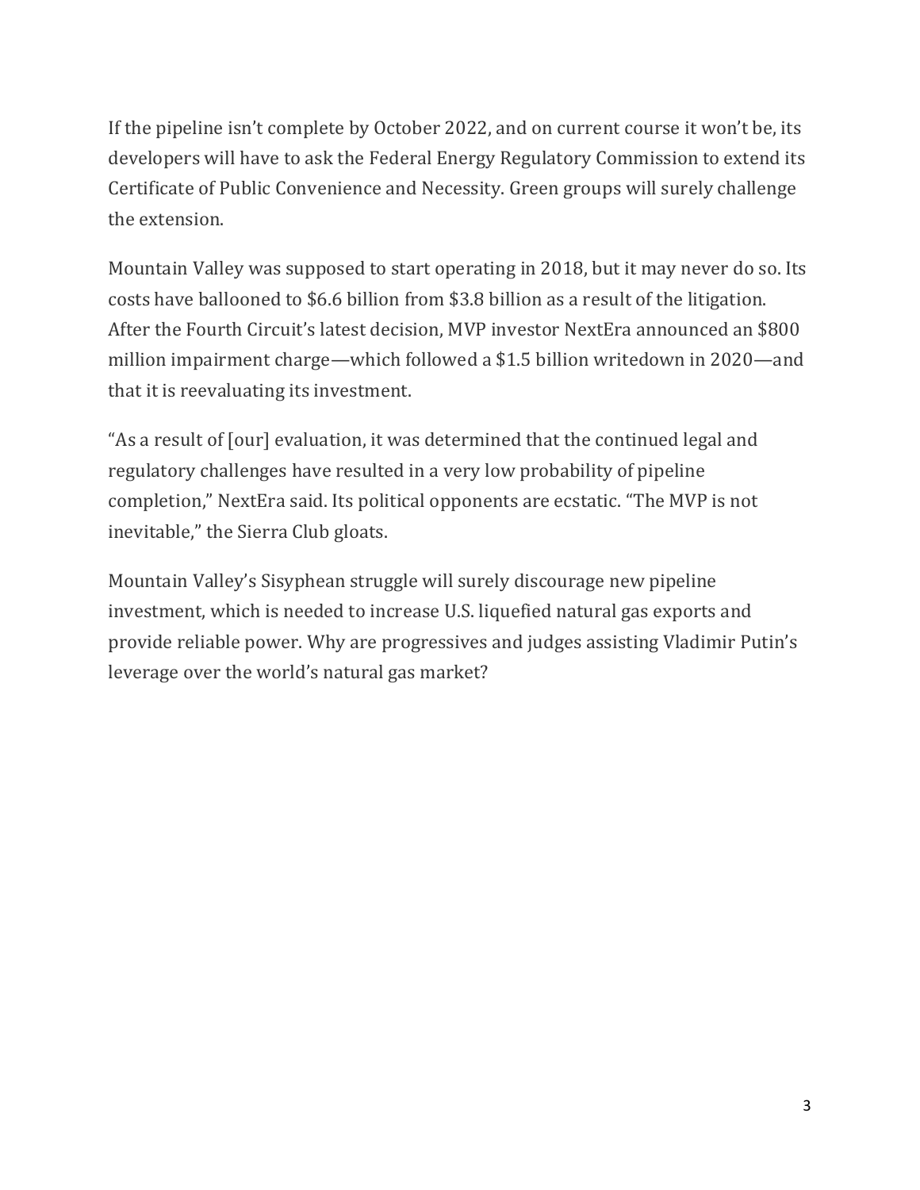If the pipeline isn't complete by October 2022, and on current course it won't be, its developers will have to ask the Federal Energy Regulatory Commission to extend its Certificate of Public Convenience and Necessity. Green groups will surely challenge the extension.

Mountain Valley was supposed to start operating in 2018, but it may never do so. Its costs have ballooned to $6.6 billion from $3.8 billion as a result of the litigation. After the Fourth Circuit's latest decision, MVP investor NextEra announced an $800 million impairment charge—which followed a $1.5 billion writedown in 2020—and that it is reevaluating its investment.

"As a result of [our] evaluation, it was determined that the continued legal and regulatory challenges have resulted in a very low probability of pipeline completion," NextEra said. Its political opponents are ecstatic. "The MVP is not inevitable," the Sierra Club gloats.

Mountain Valley's Sisyphean struggle will surely discourage new pipeline investment, which is needed to increase U.S. liquefied natural gas exports and provide reliable power. Why are progressives and judges assisting Vladimir Putin's leverage over the world's natural gas market?